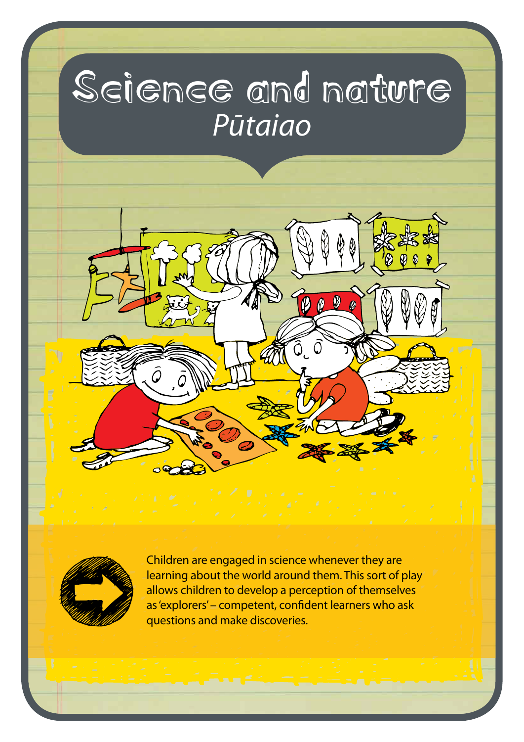# Science and nature

*Pūtaiao*

Children are engaged in science whenever they are learning about the world around them. This sort of play allows children to develop a perception of themselves as 'explorers' – competent, confident learners who ask questions and make discoveries.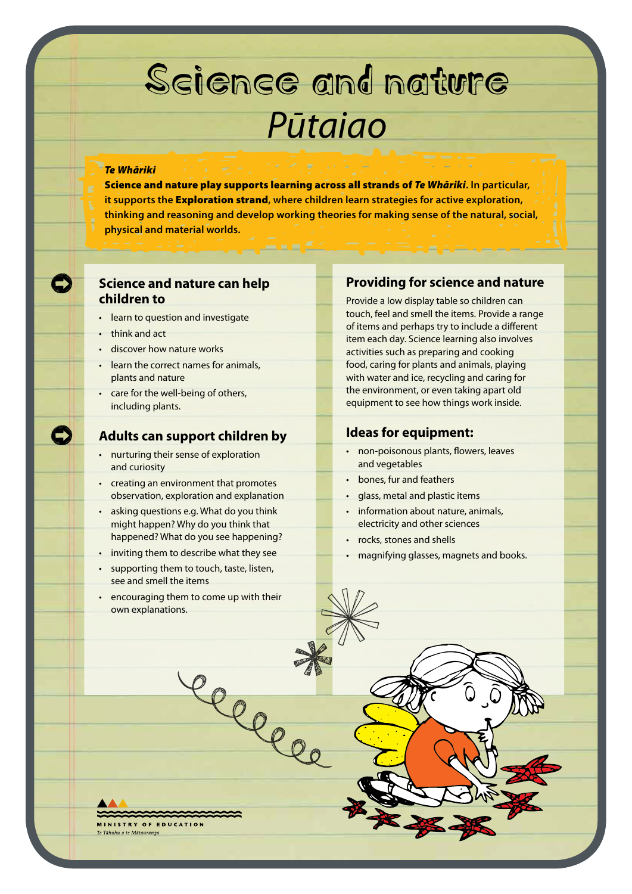# Science and nature
# *Pūtaiao*

***Te Whāriki***

**Science and nature play supports learning across all strands of *Te Whāriki*.** In particular, it supports the **Exploration strand**, where children learn strategies for active exploration, thinking and reasoning and develop working theories for making sense of the natural, social, physical and material worlds.

## Science and nature can help children to

- learn to question and investigate
- think and act
- discover how nature works
- learn the correct names for animals, plants and nature
- care for the well-being of others, including plants.

## Adults can support children by

- nurturing their sense of exploration and curiosity
- creating an environment that promotes observation, exploration and explanation
- asking questions e.g. What do you think might happen? Why do you think that happened? What do you see happening?
- inviting them to describe what they see
- supporting them to touch, taste, listen, see and smell the items
- encouraging them to come up with their own explanations.

## Providing for science and nature

Provide a low display table so children can touch, feel and smell the items. Provide a range of items and perhaps try to include a different item each day. Science learning also involves activities such as preparing and cooking food, caring for plants and animals, playing with water and ice, recycling and caring for the environment, or even taking apart old equipment to see how things work inside.

## Ideas for equipment:

- non-poisonous plants, flowers, leaves and vegetables
- bones, fur and feathers
- glass, metal and plastic items
- information about nature, animals, electricity and other sciences
- rocks, stones and shells
- magnifying glasses, magnets and books.

MINISTRY OF EDUCATION
*Te Tāhuhu o te Mātauranga*